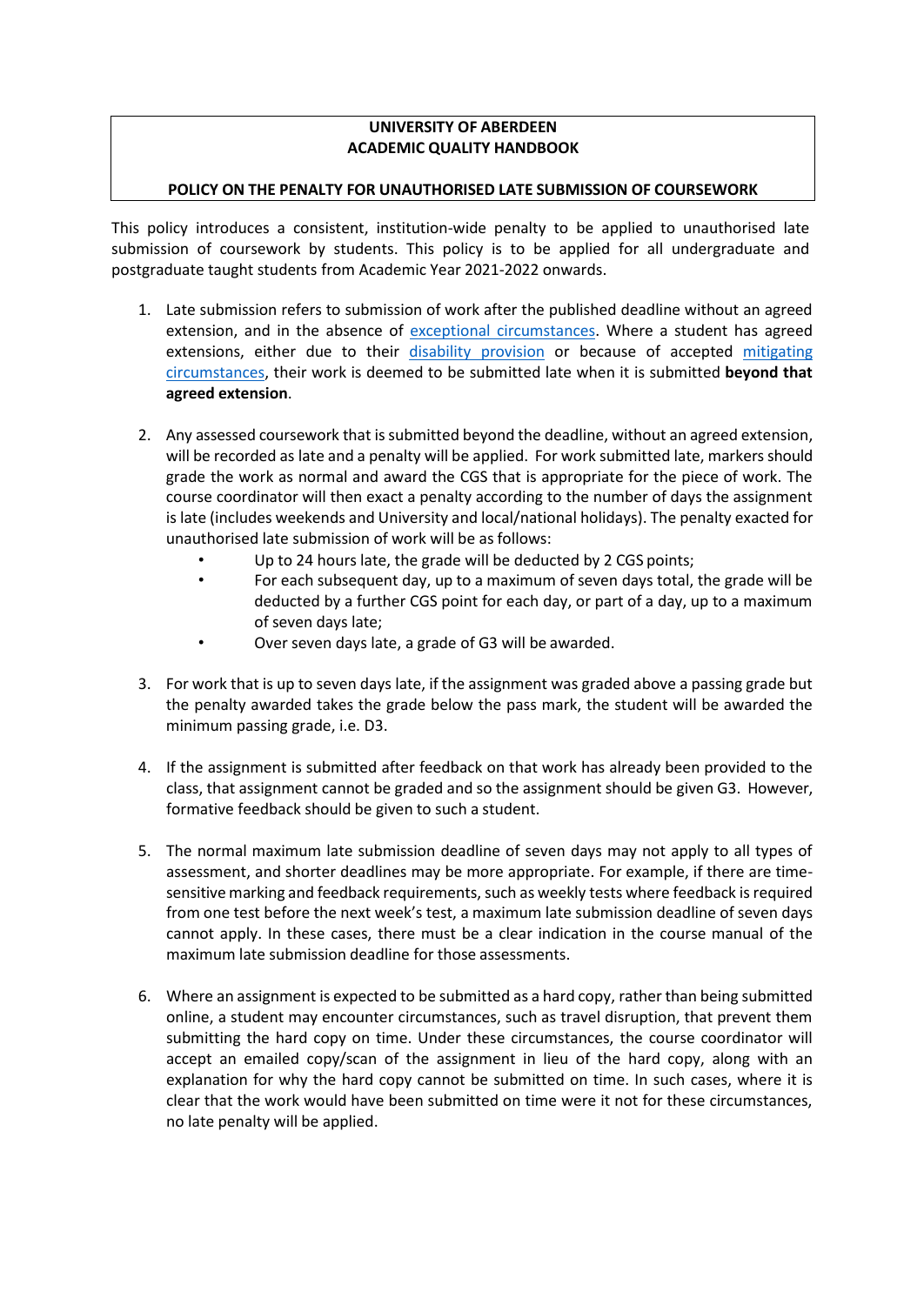# UNIVERSITY OF ABERDEEN
# ACADEMIC QUALITY HANDBOOK

## POLICY ON THE PENALTY FOR UNAUTHORISED LATE SUBMISSION OF COURSEWORK

This policy introduces a consistent, institution-wide penalty to be applied to unauthorised late submission of coursework by students. This policy is to be applied for all undergraduate and postgraduate taught students from Academic Year 2021-2022 onwards.

1. Late submission refers to submission of work after the published deadline without an agreed extension, and in the absence of exceptional circumstances. Where a student has agreed extensions, either due to their disability provision or because of accepted mitigating circumstances, their work is deemed to be submitted late when it is submitted **beyond that agreed extension**.

2. Any assessed coursework that is submitted beyond the deadline, without an agreed extension, will be recorded as late and a penalty will be applied. For work submitted late, markers should grade the work as normal and award the CGS that is appropriate for the piece of work. The course coordinator will then exact a penalty according to the number of days the assignment is late (includes weekends and University and local/national holidays). The penalty exacted for unauthorised late submission of work will be as follows:
   - Up to 24 hours late, the grade will be deducted by 2 CGS points;
   - For each subsequent day, up to a maximum of seven days total, the grade will be deducted by a further CGS point for each day, or part of a day, up to a maximum of seven days late;
   - Over seven days late, a grade of G3 will be awarded.

3. For work that is up to seven days late, if the assignment was graded above a passing grade but the penalty awarded takes the grade below the pass mark, the student will be awarded the minimum passing grade, i.e. D3.

4. If the assignment is submitted after feedback on that work has already been provided to the class, that assignment cannot be graded and so the assignment should be given G3. However, formative feedback should be given to such a student.

5. The normal maximum late submission deadline of seven days may not apply to all types of assessment, and shorter deadlines may be more appropriate. For example, if there are time-sensitive marking and feedback requirements, such as weekly tests where feedback is required from one test before the next week's test, a maximum late submission deadline of seven days cannot apply. In these cases, there must be a clear indication in the course manual of the maximum late submission deadline for those assessments.

6. Where an assignment is expected to be submitted as a hard copy, rather than being submitted online, a student may encounter circumstances, such as travel disruption, that prevent them submitting the hard copy on time. Under these circumstances, the course coordinator will accept an emailed copy/scan of the assignment in lieu of the hard copy, along with an explanation for why the hard copy cannot be submitted on time. In such cases, where it is clear that the work would have been submitted on time were it not for these circumstances, no late penalty will be applied.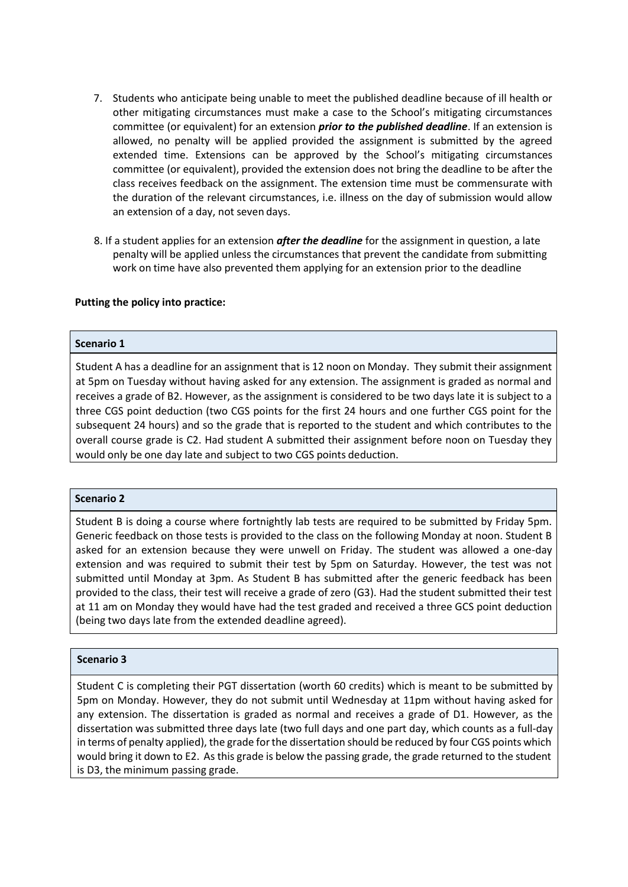7. Students who anticipate being unable to meet the published deadline because of ill health or other mitigating circumstances must make a case to the School's mitigating circumstances committee (or equivalent) for an extension ***prior to the published deadline***. If an extension is allowed, no penalty will be applied provided the assignment is submitted by the agreed extended time. Extensions can be approved by the School's mitigating circumstances committee (or equivalent), provided the extension does not bring the deadline to be after the class receives feedback on the assignment. The extension time must be commensurate with the duration of the relevant circumstances, i.e. illness on the day of submission would allow an extension of a day, not seven days.

8. If a student applies for an extension ***after the deadline*** for the assignment in question, a late penalty will be applied unless the circumstances that prevent the candidate from submitting work on time have also prevented them applying for an extension prior to the deadline

**Putting the policy into practice:**

| **Scenario 1** |
| --- |
| Student A has a deadline for an assignment that is 12 noon on Monday. They submit their assignment at 5pm on Tuesday without having asked for any extension. The assignment is graded as normal and receives a grade of B2. However, as the assignment is considered to be two days late it is subject to a three CGS point deduction (two CGS points for the first 24 hours and one further CGS point for the subsequent 24 hours) and so the grade that is reported to the student and which contributes to the overall course grade is C2. Had student A submitted their assignment before noon on Tuesday they would only be one day late and subject to two CGS points deduction. |

| **Scenario 2** |
| --- |
| Student B is doing a course where fortnightly lab tests are required to be submitted by Friday 5pm. Generic feedback on those tests is provided to the class on the following Monday at noon. Student B asked for an extension because they were unwell on Friday. The student was allowed a one-day extension and was required to submit their test by 5pm on Saturday. However, the test was not submitted until Monday at 3pm. As Student B has submitted after the generic feedback has been provided to the class, their test will receive a grade of zero (G3). Had the student submitted their test at 11 am on Monday they would have had the test graded and received a three GCS point deduction (being two days late from the extended deadline agreed). |

| **Scenario 3** |
| --- |
| Student C is completing their PGT dissertation (worth 60 credits) which is meant to be submitted by 5pm on Monday. However, they do not submit until Wednesday at 11pm without having asked for any extension. The dissertation is graded as normal and receives a grade of D1. However, as the dissertation was submitted three days late (two full days and one part day, which counts as a full-day in terms of penalty applied), the grade for the dissertation should be reduced by four CGS points which would bring it down to E2. As this grade is below the passing grade, the grade returned to the student is D3, the minimum passing grade. |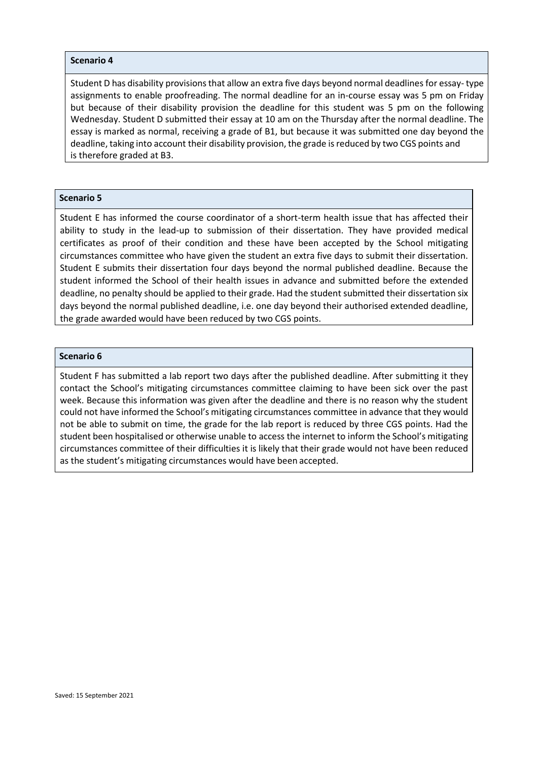### Scenario 4

Student D has disability provisions that allow an extra five days beyond normal deadlines for essay- type assignments to enable proofreading. The normal deadline for an in-course essay was 5 pm on Friday but because of their disability provision the deadline for this student was 5 pm on the following Wednesday. Student D submitted their essay at 10 am on the Thursday after the normal deadline. The essay is marked as normal, receiving a grade of B1, but because it was submitted one day beyond the deadline, taking into account their disability provision, the grade is reduced by two CGS points and is therefore graded at B3.

### Scenario 5

Student E has informed the course coordinator of a short-term health issue that has affected their ability to study in the lead-up to submission of their dissertation. They have provided medical certificates as proof of their condition and these have been accepted by the School mitigating circumstances committee who have given the student an extra five days to submit their dissertation. Student E submits their dissertation four days beyond the normal published deadline. Because the student informed the School of their health issues in advance and submitted before the extended deadline, no penalty should be applied to their grade. Had the student submitted their dissertation six days beyond the normal published deadline, i.e. one day beyond their authorised extended deadline, the grade awarded would have been reduced by two CGS points.

### Scenario 6

Student F has submitted a lab report two days after the published deadline. After submitting it they contact the School's mitigating circumstances committee claiming to have been sick over the past week. Because this information was given after the deadline and there is no reason why the student could not have informed the School's mitigating circumstances committee in advance that they would not be able to submit on time, the grade for the lab report is reduced by three CGS points. Had the student been hospitalised or otherwise unable to access the internet to inform the School's mitigating circumstances committee of their difficulties it is likely that their grade would not have been reduced as the student's mitigating circumstances would have been accepted.

Saved: 15 September 2021